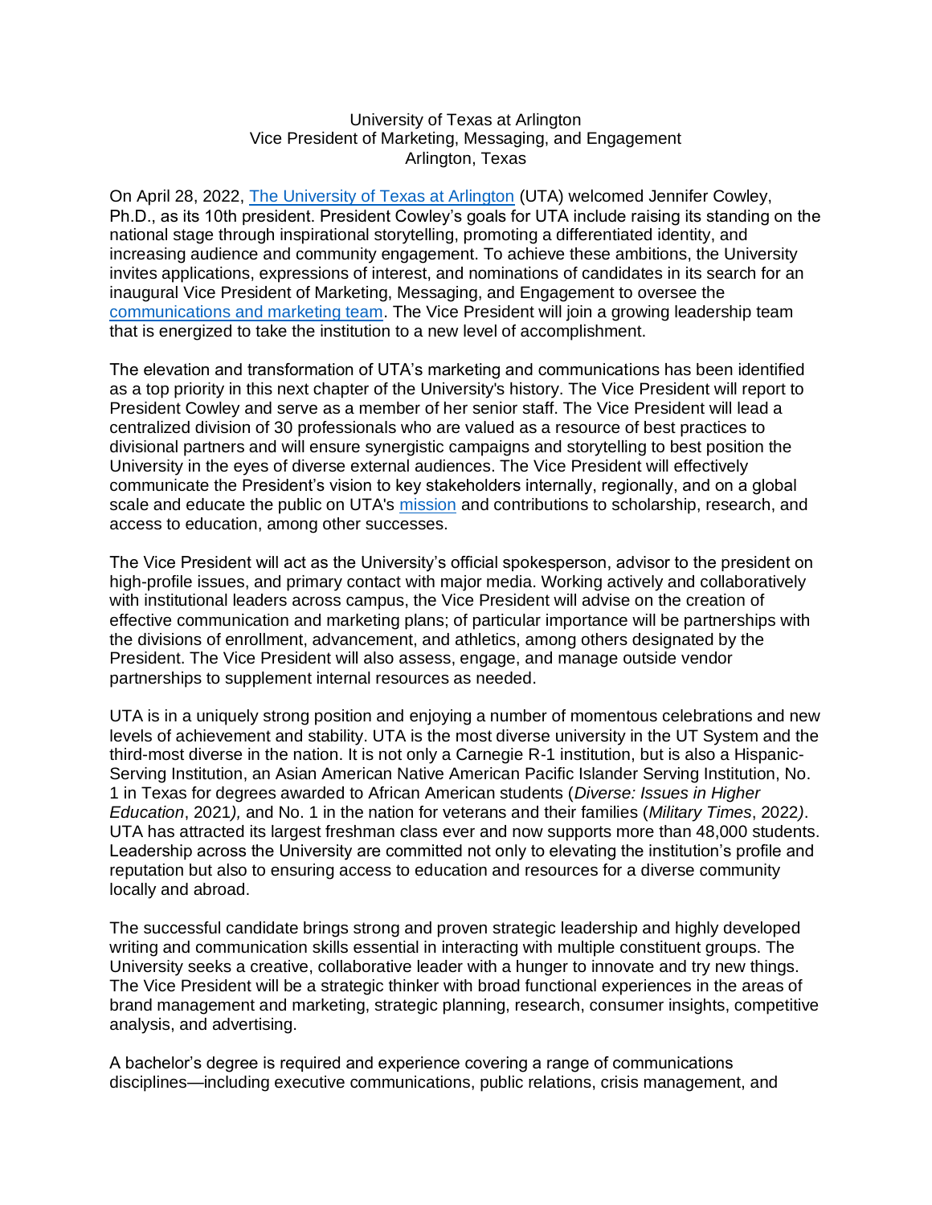University of Texas at Arlington
Vice President of Marketing, Messaging, and Engagement
Arlington, Texas

On April 28, 2022, [The University of Texas at Arlington](#) (UTA) welcomed Jennifer Cowley, Ph.D., as its 10th president. President Cowley's goals for UTA include raising its standing on the national stage through inspirational storytelling, promoting a differentiated identity, and increasing audience and community engagement. To achieve these ambitions, the University invites applications, expressions of interest, and nominations of candidates in its search for an inaugural Vice President of Marketing, Messaging, and Engagement to oversee the [communications and marketing team](#). The Vice President will join a growing leadership team that is energized to take the institution to a new level of accomplishment.

The elevation and transformation of UTA's marketing and communications has been identified as a top priority in this next chapter of the University's history. The Vice President will report to President Cowley and serve as a member of her senior staff. The Vice President will lead a centralized division of 30 professionals who are valued as a resource of best practices to divisional partners and will ensure synergistic campaigns and storytelling to best position the University in the eyes of diverse external audiences. The Vice President will effectively communicate the President's vision to key stakeholders internally, regionally, and on a global scale and educate the public on UTA's [mission](#) and contributions to scholarship, research, and access to education, among other successes.

The Vice President will act as the University's official spokesperson, advisor to the president on high-profile issues, and primary contact with major media. Working actively and collaboratively with institutional leaders across campus, the Vice President will advise on the creation of effective communication and marketing plans; of particular importance will be partnerships with the divisions of enrollment, advancement, and athletics, among others designated by the President. The Vice President will also assess, engage, and manage outside vendor partnerships to supplement internal resources as needed.

UTA is in a uniquely strong position and enjoying a number of momentous celebrations and new levels of achievement and stability. UTA is the most diverse university in the UT System and the third-most diverse in the nation. It is not only a Carnegie R-1 institution, but is also a Hispanic-Serving Institution, an Asian American Native American Pacific Islander Serving Institution, No. 1 in Texas for degrees awarded to African American students (*Diverse: Issues in Higher Education*, 2021*),* and No. 1 in the nation for veterans and their families (*Military Times*, 2022*)*. UTA has attracted its largest freshman class ever and now supports more than 48,000 students. Leadership across the University are committed not only to elevating the institution's profile and reputation but also to ensuring access to education and resources for a diverse community locally and abroad.

The successful candidate brings strong and proven strategic leadership and highly developed writing and communication skills essential in interacting with multiple constituent groups. The University seeks a creative, collaborative leader with a hunger to innovate and try new things. The Vice President will be a strategic thinker with broad functional experiences in the areas of brand management and marketing, strategic planning, research, consumer insights, competitive analysis, and advertising.

A bachelor's degree is required and experience covering a range of communications disciplines—including executive communications, public relations, crisis management, and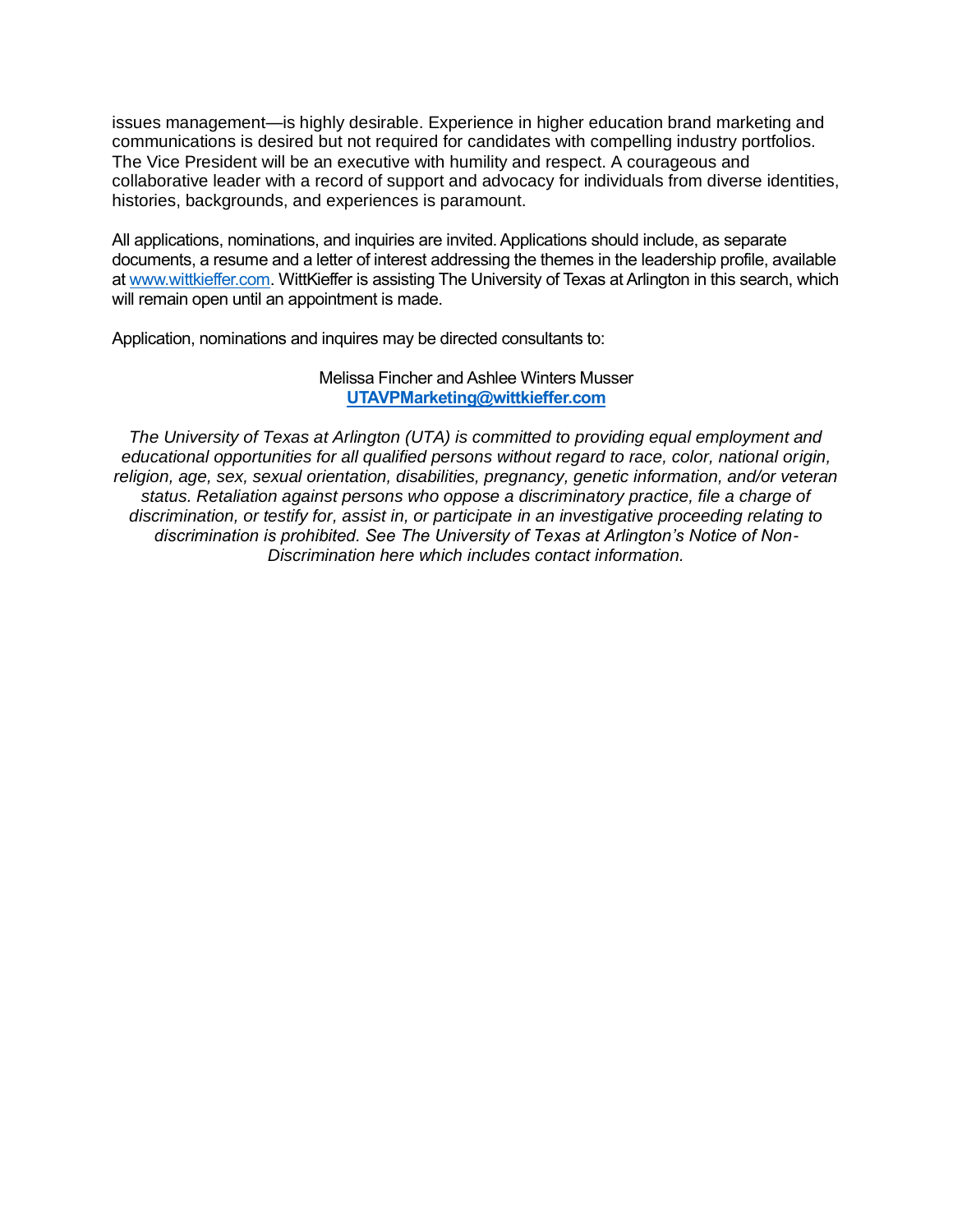issues management—is highly desirable. Experience in higher education brand marketing and communications is desired but not required for candidates with compelling industry portfolios. The Vice President will be an executive with humility and respect. A courageous and collaborative leader with a record of support and advocacy for individuals from diverse identities, histories, backgrounds, and experiences is paramount.

All applications, nominations, and inquiries are invited. Applications should include, as separate documents, a resume and a letter of interest addressing the themes in the leadership profile, available at [www.wittkieffer.com](http://www.wittkieffer.com). WittKieffer is assisting The University of Texas at Arlington in this search, which will remain open until an appointment is made.

Application, nominations and inquires may be directed consultants to:

Melissa Fincher and Ashlee Winters Musser
**[UTAVPMarketing@wittkieffer.com](mailto:UTAVPMarketing@wittkieffer.com)**

*The University of Texas at Arlington (UTA) is committed to providing equal employment and educational opportunities for all qualified persons without regard to race, color, national origin, religion, age, sex, sexual orientation, disabilities, pregnancy, genetic information, and/or veteran status. Retaliation against persons who oppose a discriminatory practice, file a charge of discrimination, or testify for, assist in, or participate in an investigative proceeding relating to discrimination is prohibited. See The University of Texas at Arlington's Notice of Non-Discrimination here which includes contact information.*